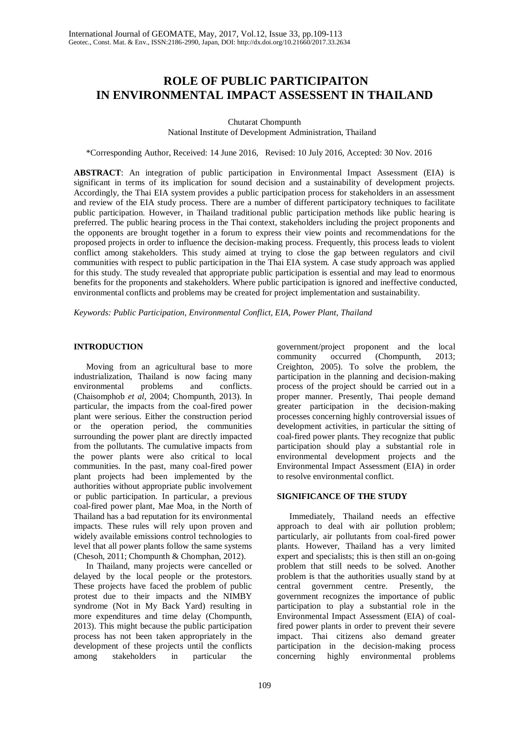# ROLE OF PUBLIC PARTICIPAITON IN ENVIRONMENTAL IMPACT ASSESSENT IN THAILAND

Chutarat Chompunth

National Institute of Development Administration, Thailand

*Corresponding Author, Received: 14 June 2016, Revised: 10 July 2016, Accepted: 30 Nov. 2016

**ABSTRACT**: An integration of public participation in Environmental Impact Assessment (EIA) is significant in terms of its implication for sound decision and a sustainability of development projects. Accordingly, the Thai EIA system provides a public participation process for stakeholders in an assessment and review of the EIA study process. There are a number of different participatory techniques to facilitate public participation. However, in Thailand traditional public participation methods like public hearing is preferred. The public hearing process in the Thai context, stakeholders including the project proponents and the opponents are brought together in a forum to express their view points and recommendations for the proposed projects in order to influence the decision-making process. Frequently, this process leads to violent conflict among stakeholders. This study aimed at trying to close the gap between regulators and civil communities with respect to public participation in the Thai EIA system. A case study approach was applied for this study. The study revealed that appropriate public participation is essential and may lead to enormous benefits for the proponents and stakeholders. Where public participation is ignored and ineffective conducted, environmental conflicts and problems may be created for project implementation and sustainability.

*Keywords: Public Participation, Environmental Conflict, EIA, Power Plant, Thailand*

## INTRODUCTION

Moving from an agricultural base to more industrialization, Thailand is now facing many environmental problems and conflicts. (Chaisomphob *et al*, 2004; Chompunth, 2013). In particular, the impacts from the coal-fired power plant were serious. Either the construction period or the operation period, the communities surrounding the power plant are directly impacted from the pollutants. The cumulative impacts from the power plants were also critical to local communities. In the past, many coal-fired power plant projects had been implemented by the authorities without appropriate public involvement or public participation. In particular, a previous coal-fired power plant, Mae Moa, in the North of Thailand has a bad reputation for its environmental impacts. These rules will rely upon proven and widely available emissions control technologies to level that all power plants follow the same systems (Chesoh, 2011; Chompunth & Chomphan, 2012).

In Thailand, many projects were cancelled or delayed by the local people or the protestors. These projects have faced the problem of public protest due to their impacts and the NIMBY syndrome (Not in My Back Yard) resulting in more expenditures and time delay (Chompunth, 2013). This might because the public participation process has not been taken appropriately in the development of these projects until the conflicts among stakeholders in particular the government/project proponent and the local community occurred (Chompunth, 2013; Creighton, 2005). To solve the problem, the participation in the planning and decision-making process of the project should be carried out in a proper manner. Presently, Thai people demand greater participation in the decision-making processes concerning highly controversial issues of development activities, in particular the sitting of coal-fired power plants. They recognize that public participation should play a substantial role in environmental development projects and the Environmental Impact Assessment (EIA) in order to resolve environmental conflict.

## SIGNIFICANCE OF THE STUDY

Immediately, Thailand needs an effective approach to deal with air pollution problem; particularly, air pollutants from coal-fired power plants. However, Thailand has a very limited expert and specialists; this is then still an on-going problem that still needs to be solved. Another problem is that the authorities usually stand by at central government centre. Presently, the government recognizes the importance of public participation to play a substantial role in the Environmental Impact Assessment (EIA) of coal-fired power plants in order to prevent their severe impact. Thai citizens also demand greater participation in the decision-making process concerning highly environmental problems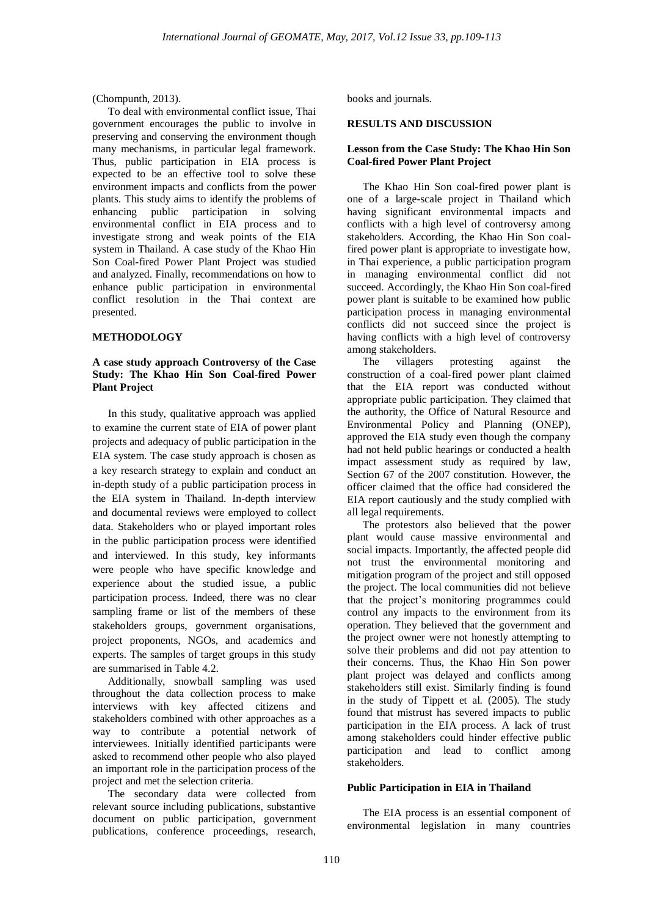(Chompunth, 2013).

To deal with environmental conflict issue, Thai government encourages the public to involve in preserving and conserving the environment though many mechanisms, in particular legal framework. Thus, public participation in EIA process is expected to be an effective tool to solve these environment impacts and conflicts from the power plants. This study aims to identify the problems of enhancing public participation in solving environmental conflict in EIA process and to investigate strong and weak points of the EIA system in Thailand. A case study of the Khao Hin Son Coal-fired Power Plant Project was studied and analyzed. Finally, recommendations on how to enhance public participation in environmental conflict resolution in the Thai context are presented.

## METHODOLOGY

### A case study approach Controversy of the Case Study: The Khao Hin Son Coal-fired Power Plant Project

In this study, qualitative approach was applied to examine the current state of EIA of power plant projects and adequacy of public participation in the EIA system. The case study approach is chosen as a key research strategy to explain and conduct an in-depth study of a public participation process in the EIA system in Thailand. In-depth interview and documental reviews were employed to collect data. Stakeholders who or played important roles in the public participation process were identified and interviewed. In this study, key informants were people who have specific knowledge and experience about the studied issue, a public participation process. Indeed, there was no clear sampling frame or list of the members of these stakeholders groups, government organisations, project proponents, NGOs, and academics and experts. The samples of target groups in this study are summarised in Table 4.2.

Additionally, snowball sampling was used throughout the data collection process to make interviews with key affected citizens and stakeholders combined with other approaches as a way to contribute a potential network of interviewees. Initially identified participants were asked to recommend other people who also played an important role in the participation process of the project and met the selection criteria.

The secondary data were collected from relevant source including publications, substantive document on public participation, government publications, conference proceedings, research, books and journals.

## RESULTS AND DISCUSSION

### Lesson from the Case Study: The Khao Hin Son Coal-fired Power Plant Project

The Khao Hin Son coal-fired power plant is one of a large-scale project in Thailand which having significant environmental impacts and conflicts with a high level of controversy among stakeholders. According, the Khao Hin Son coal-fired power plant is appropriate to investigate how, in Thai experience, a public participation program in managing environmental conflict did not succeed. Accordingly, the Khao Hin Son coal-fired power plant is suitable to be examined how public participation process in managing environmental conflicts did not succeed since the project is having conflicts with a high level of controversy among stakeholders.

The villagers protesting against the construction of a coal-fired power plant claimed that the EIA report was conducted without appropriate public participation. They claimed that the authority, the Office of Natural Resource and Environmental Policy and Planning (ONEP), approved the EIA study even though the company had not held public hearings or conducted a health impact assessment study as required by law, Section 67 of the 2007 constitution. However, the officer claimed that the office had considered the EIA report cautiously and the study complied with all legal requirements.

The protestors also believed that the power plant would cause massive environmental and social impacts. Importantly, the affected people did not trust the environmental monitoring and mitigation program of the project and still opposed the project. The local communities did not believe that the project's monitoring programmes could control any impacts to the environment from its operation. They believed that the government and the project owner were not honestly attempting to solve their problems and did not pay attention to their concerns. Thus, the Khao Hin Son power plant project was delayed and conflicts among stakeholders still exist. Similarly finding is found in the study of Tippett et al. (2005). The study found that mistrust has severed impacts to public participation in the EIA process. A lack of trust among stakeholders could hinder effective public participation and lead to conflict among stakeholders.

### Public Participation in EIA in Thailand

The EIA process is an essential component of environmental legislation in many countries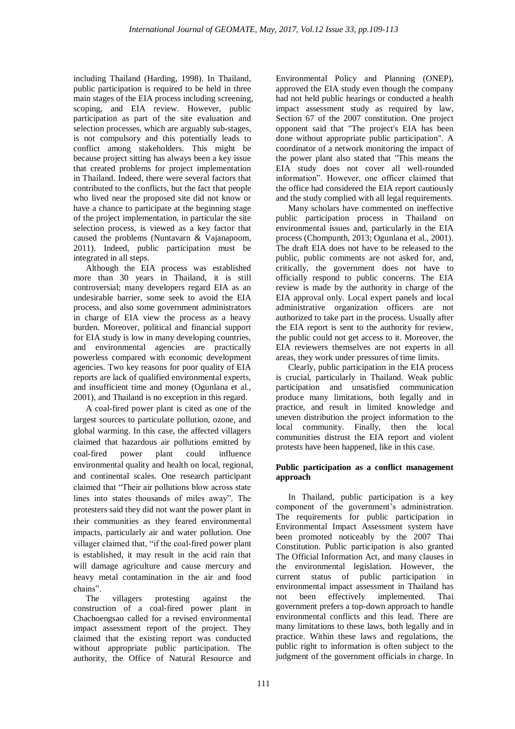including Thailand (Harding, 1998). In Thailand, public participation is required to be held in three main stages of the EIA process including screening, scoping, and EIA review. However, public participation as part of the site evaluation and selection processes, which are arguably sub-stages, is not compulsory and this potentially leads to conflict among stakeholders. This might be because project sitting has always been a key issue that created problems for project implementation in Thailand. Indeed, there were several factors that contributed to the conflicts, but the fact that people who lived near the proposed site did not know or have a chance to participate at the beginning stage of the project implementation, in particular the site selection process, is viewed as a key factor that caused the problems (Nuntavarn & Vajanapoom, 2011). Indeed, public participation must be integrated in all steps.

Although the EIA process was established more than 30 years in Thailand, it is still controversial; many developers regard EIA as an undesirable barrier, some seek to avoid the EIA process, and also some government administrators in charge of EIA view the process as a heavy burden. Moreover, political and financial support for EIA study is low in many developing countries, and environmental agencies are practically powerless compared with economic development agencies. Two key reasons for poor quality of EIA reports are lack of qualified environmental experts, and insufficient time and money (Ogunlana et al., 2001), and Thailand is no exception in this regard.

A coal-fired power plant is cited as one of the largest sources to particulate pollution, ozone, and global warming. In this case, the affected villagers claimed that hazardous air pollutions emitted by coal-fired power plant could influence environmental quality and health on local, regional, and continental scales. One research participant claimed that "Their air pollutions blow across state lines into states thousands of miles away". The protesters said they did not want the power plant in their communities as they feared environmental impacts, particularly air and water pollution. One villager claimed that, "if the coal-fired power plant is established, it may result in the acid rain that will damage agriculture and cause mercury and heavy metal contamination in the air and food chains".

The villagers protesting against the construction of a coal-fired power plant in Chachoengsao called for a revised environmental impact assessment report of the project. They claimed that the existing report was conducted without appropriate public participation. The authority, the Office of Natural Resource and Environmental Policy and Planning (ONEP), approved the EIA study even though the company had not held public hearings or conducted a health impact assessment study as required by law, Section 67 of the 2007 constitution. One project opponent said that "The project's EIA has been done without appropriate public participation". A coordinator of a network monitoring the impact of the power plant also stated that "This means the EIA study does not cover all well-rounded information". However, one officer claimed that the office had considered the EIA report cautiously and the study complied with all legal requirements.

Many scholars have commented on ineffective public participation process in Thailand on environmental issues and, particularly in the EIA process (Chompunth, 2013; Ogunlana et al., 2001). The draft EIA does not have to be released to the public, public comments are not asked for, and, critically, the government does not have to officially respond to public concerns. The EIA review is made by the authority in charge of the EIA approval only. Local expert panels and local administrative organization officers are not authorized to take part in the process. Usually after the EIA report is sent to the authority for review, the public could not get access to it. Moreover, the EIA reviewers themselves are not experts in all areas, they work under pressures of time limits.

Clearly, public participation in the EIA process is crucial, particularly in Thailand. Weak public participation and unsatisfied communication produce many limitations, both legally and in practice, and result in limited knowledge and uneven distribution the project information to the local community. Finally, then the local communities distrust the EIA report and violent protests have been happened, like in this case.

**Public participation as a conflict management approach**

In Thailand, public participation is a key component of the government's administration. The requirements for public participation in Environmental Impact Assessment system have been promoted noticeably by the 2007 Thai Constitution. Public participation is also granted The Official Information Act, and many clauses in the environmental legislation. However, the current status of public participation in environmental impact assessment in Thailand has not been effectively implemented. Thai government prefers a top-down approach to handle environmental conflicts and this lead. There are many limitations to these laws, both legally and in practice. Within these laws and regulations, the public right to information is often subject to the judgment of the government officials in charge. In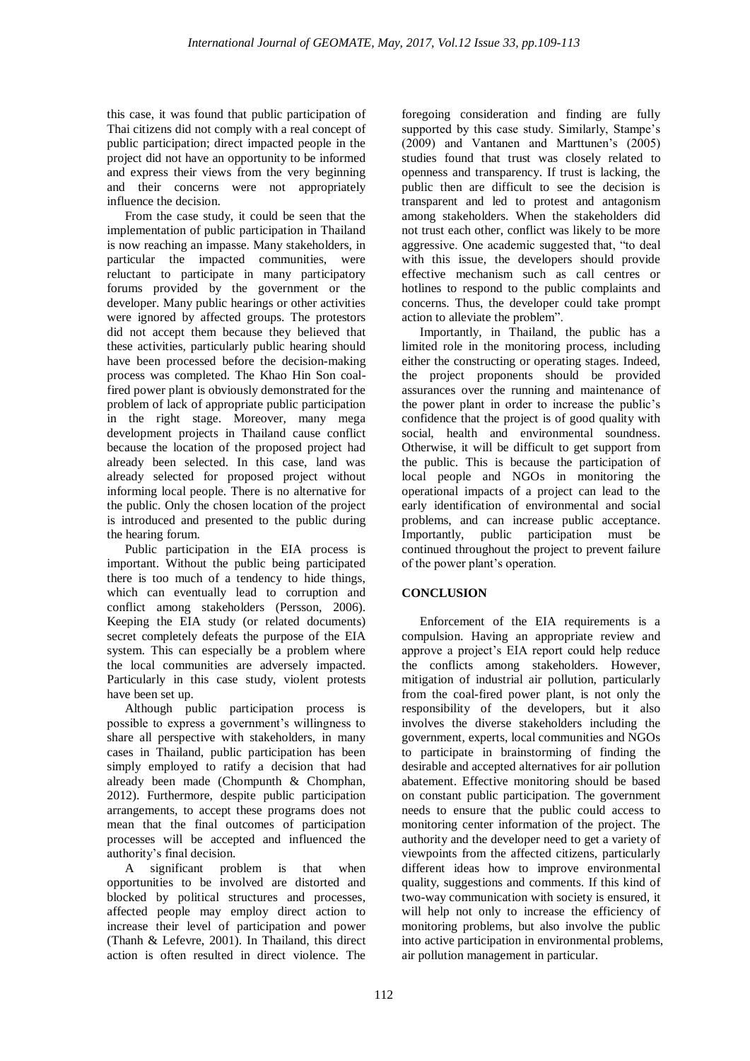this case, it was found that public participation of Thai citizens did not comply with a real concept of public participation; direct impacted people in the project did not have an opportunity to be informed and express their views from the very beginning and their concerns were not appropriately influence the decision.

From the case study, it could be seen that the implementation of public participation in Thailand is now reaching an impasse. Many stakeholders, in particular the impacted communities, were reluctant to participate in many participatory forums provided by the government or the developer. Many public hearings or other activities were ignored by affected groups. The protestors did not accept them because they believed that these activities, particularly public hearing should have been processed before the decision-making process was completed. The Khao Hin Son coal-fired power plant is obviously demonstrated for the problem of lack of appropriate public participation in the right stage. Moreover, many mega development projects in Thailand cause conflict because the location of the proposed project had already been selected. In this case, land was already selected for proposed project without informing local people. There is no alternative for the public. Only the chosen location of the project is introduced and presented to the public during the hearing forum.

Public participation in the EIA process is important. Without the public being participated there is too much of a tendency to hide things, which can eventually lead to corruption and conflict among stakeholders (Persson, 2006). Keeping the EIA study (or related documents) secret completely defeats the purpose of the EIA system. This can especially be a problem where the local communities are adversely impacted. Particularly in this case study, violent protests have been set up.

Although public participation process is possible to express a government's willingness to share all perspective with stakeholders, in many cases in Thailand, public participation has been simply employed to ratify a decision that had already been made (Chompunth & Chomphan, 2012). Furthermore, despite public participation arrangements, to accept these programs does not mean that the final outcomes of participation processes will be accepted and influenced the authority's final decision.

A significant problem is that when opportunities to be involved are distorted and blocked by political structures and processes, affected people may employ direct action to increase their level of participation and power (Thanh & Lefevre, 2001). In Thailand, this direct action is often resulted in direct violence. The foregoing consideration and finding are fully supported by this case study. Similarly, Stampe's (2009) and Vantanen and Marttunen's (2005) studies found that trust was closely related to openness and transparency. If trust is lacking, the public then are difficult to see the decision is transparent and led to protest and antagonism among stakeholders. When the stakeholders did not trust each other, conflict was likely to be more aggressive. One academic suggested that, "to deal with this issue, the developers should provide effective mechanism such as call centres or hotlines to respond to the public complaints and concerns. Thus, the developer could take prompt action to alleviate the problem".

Importantly, in Thailand, the public has a limited role in the monitoring process, including either the constructing or operating stages. Indeed, the project proponents should be provided assurances over the running and maintenance of the power plant in order to increase the public's confidence that the project is of good quality with social, health and environmental soundness. Otherwise, it will be difficult to get support from the public. This is because the participation of local people and NGOs in monitoring the operational impacts of a project can lead to the early identification of environmental and social problems, and can increase public acceptance. Importantly, public participation must be continued throughout the project to prevent failure of the power plant's operation.

## CONCLUSION

Enforcement of the EIA requirements is a compulsion. Having an appropriate review and approve a project's EIA report could help reduce the conflicts among stakeholders. However, mitigation of industrial air pollution, particularly from the coal-fired power plant, is not only the responsibility of the developers, but it also involves the diverse stakeholders including the government, experts, local communities and NGOs to participate in brainstorming of finding the desirable and accepted alternatives for air pollution abatement. Effective monitoring should be based on constant public participation. The government needs to ensure that the public could access to monitoring center information of the project. The authority and the developer need to get a variety of viewpoints from the affected citizens, particularly different ideas how to improve environmental quality, suggestions and comments. If this kind of two-way communication with society is ensured, it will help not only to increase the efficiency of monitoring problems, but also involve the public into active participation in environmental problems, air pollution management in particular.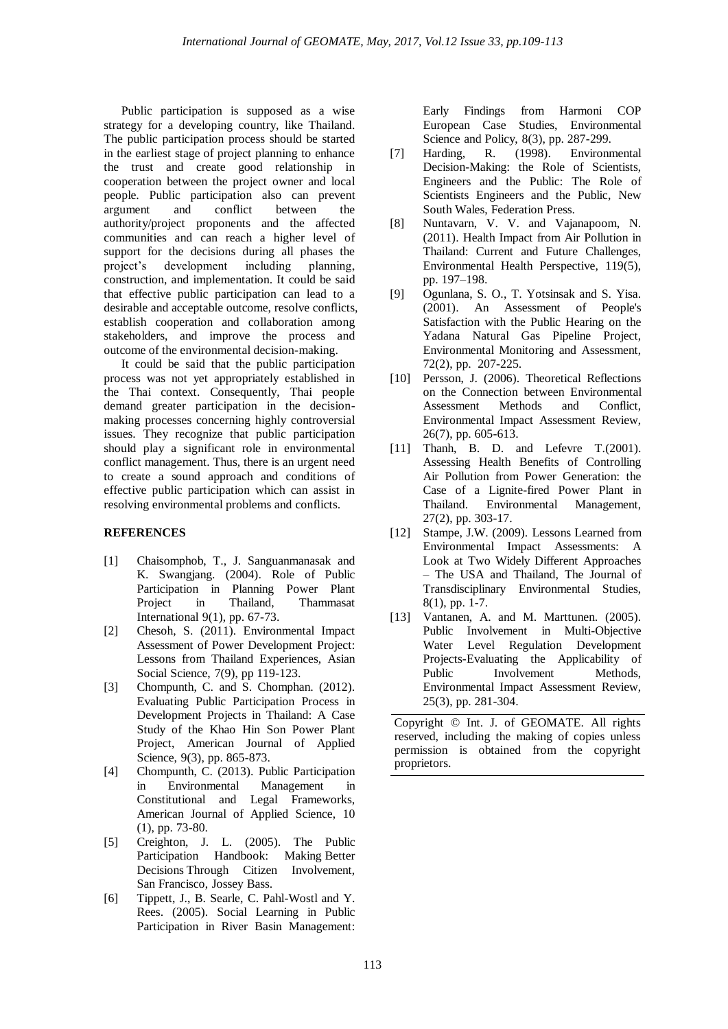Public participation is supposed as a wise strategy for a developing country, like Thailand. The public participation process should be started in the earliest stage of project planning to enhance the trust and create good relationship in cooperation between the project owner and local people. Public participation also can prevent argument and conflict between the authority/project proponents and the affected communities and can reach a higher level of support for the decisions during all phases the project's development including planning, construction, and implementation. It could be said that effective public participation can lead to a desirable and acceptable outcome, resolve conflicts, establish cooperation and collaboration among stakeholders, and improve the process and outcome of the environmental decision-making.

It could be said that the public participation process was not yet appropriately established in the Thai context. Consequently, Thai people demand greater participation in the decision-making processes concerning highly controversial issues. They recognize that public participation should play a significant role in environmental conflict management. Thus, there is an urgent need to create a sound approach and conditions of effective public participation which can assist in resolving environmental problems and conflicts.

## REFERENCES

[1] Chaisomphob, T., J. Sanguanmanasak and K. Swangjang. (2004). Role of Public Participation in Planning Power Plant Project in Thailand, Thammasat International 9(1), pp. 67-73.

[2] Chesoh, S. (2011). Environmental Impact Assessment of Power Development Project: Lessons from Thailand Experiences, Asian Social Science, 7(9), pp 119-123.

[3] Chompunth, C. and S. Chomphan. (2012). Evaluating Public Participation Process in Development Projects in Thailand: A Case Study of the Khao Hin Son Power Plant Project, American Journal of Applied Science, 9(3), pp. 865-873.

[4] Chompunth, C. (2013). Public Participation in Environmental Management in Constitutional and Legal Frameworks, American Journal of Applied Science, 10 (1), pp. 73-80.

[5] Creighton, J. L. (2005). The Public Participation Handbook: Making Better Decisions Through Citizen Involvement, San Francisco, Jossey Bass.

[6] Tippett, J., B. Searle, C. Pahl-Wostl and Y. Rees. (2005). Social Learning in Public Participation in River Basin Management: Early Findings from Harmoni COP European Case Studies, Environmental Science and Policy, 8(3), pp. 287-299.

[7] Harding, R. (1998). Environmental Decision-Making: the Role of Scientists, Engineers and the Public: The Role of Scientists Engineers and the Public, New South Wales, Federation Press.

[8] Nuntavarn, V. V. and Vajanapoom, N. (2011). Health Impact from Air Pollution in Thailand: Current and Future Challenges, Environmental Health Perspective, 119(5), pp. 197–198.

[9] Ogunlana, S. O., T. Yotsinsak and S. Yisa. (2001). An Assessment of People's Satisfaction with the Public Hearing on the Yadana Natural Gas Pipeline Project, Environmental Monitoring and Assessment, 72(2), pp. 207-225.

[10] Persson, J. (2006). Theoretical Reflections on the Connection between Environmental Assessment Methods and Conflict, Environmental Impact Assessment Review, 26(7), pp. 605-613.

[11] Thanh, B. D. and Lefevre T.(2001). Assessing Health Benefits of Controlling Air Pollution from Power Generation: the Case of a Lignite-fired Power Plant in Thailand. Environmental Management, 27(2), pp. 303-17.

[12] Stampe, J.W. (2009). Lessons Learned from Environmental Impact Assessments: A Look at Two Widely Different Approaches – The USA and Thailand, The Journal of Transdisciplinary Environmental Studies, 8(1), pp. 1-7.

[13] Vantanen, A. and M. Marttunen. (2005). Public Involvement in Multi-Objective Water Level Regulation Development Projects-Evaluating the Applicability of Public Involvement Methods, Environmental Impact Assessment Review, 25(3), pp. 281-304.

Copyright © Int. J. of GEOMATE. All rights reserved, including the making of copies unless permission is obtained from the copyright proprietors.